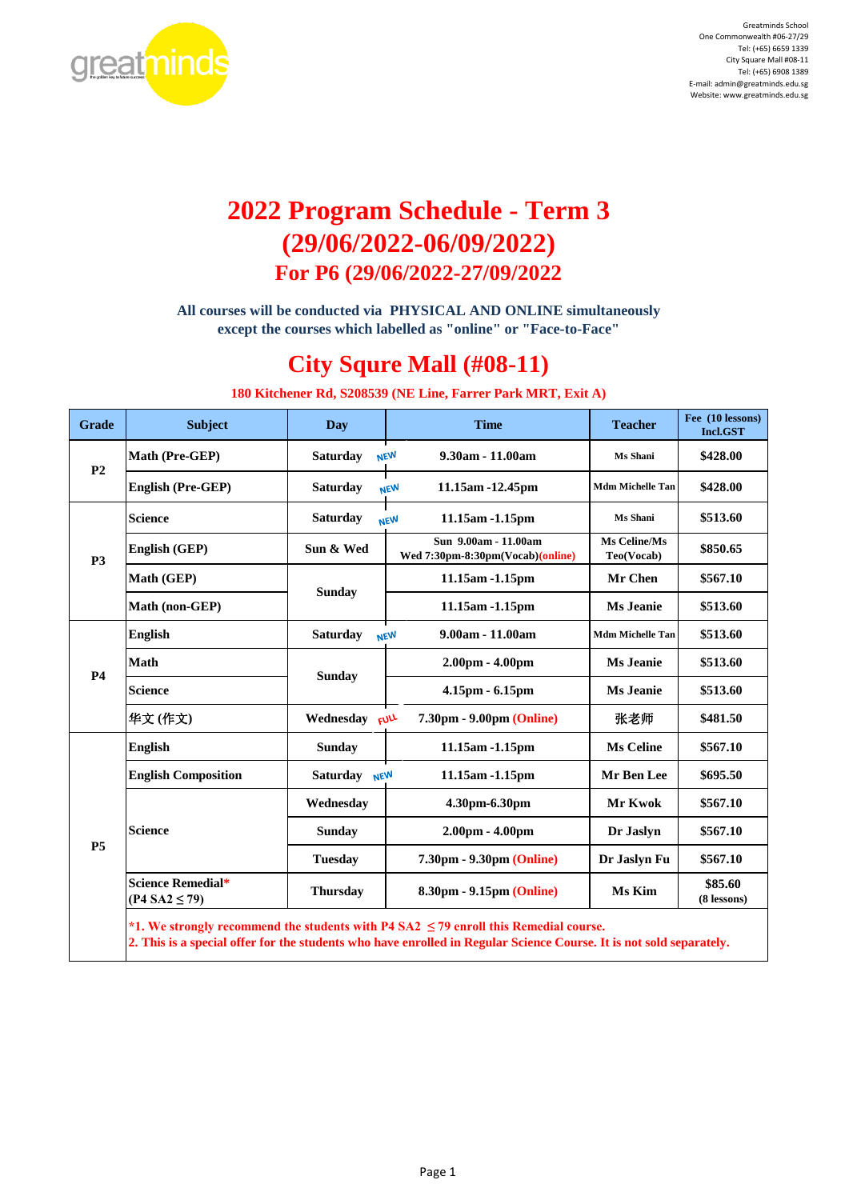Greatminds School
One Commonwealth #06-27/29
Tel: (+65) 6659 1339
City Square Mall #08-11
Tel: (+65) 6908 1389
E-mail: admin@greatminds.edu.sg
Website: www.greatminds.edu.sg

# 2022 Program Schedule - Term 3 (29/06/2022-06/09/2022)

## For P6 (29/06/2022-27/09/2022

**All courses will be conducted via PHYSICAL AND ONLINE simultaneously except the courses which labelled as "online" or "Face-to-Face"**

## City Squre Mall (#08-11)

**180 Kitchener Rd, S208539 (NE Line, Farrer Park MRT, Exit A)**

| Grade | Subject | Day | Time | Teacher | Fee (10 lessons) Incl.GST |
|---|---|---|---|---|---|
| P2 | Math (Pre-GEP) | Saturday NEW | 9.30am - 11.00am | Ms Shani | $428.00 |
| | English (Pre-GEP) | Saturday NEW | 11.15am -12.45pm | Mdm Michelle Tan | $428.00 |
| P3 | Science | Saturday NEW | 11.15am -1.15pm | Ms Shani | $513.60 |
| | English (GEP) | Sun & Wed | Sun 9.00am - 11.00am Wed 7:30pm-8:30pm(Vocab)(online) | Ms Celine/Ms Teo(Vocab) | $850.65 |
| | Math (GEP) | Sunday | 11.15am -1.15pm | Mr Chen | $567.10 |
| | Math (non-GEP) | | 11.15am -1.15pm | Ms Jeanie | $513.60 |
| P4 | English | Saturday NEW | 9.00am - 11.00am | Mdm Michelle Tan | $513.60 |
| | Math | Sunday | 2.00pm - 4.00pm | Ms Jeanie | $513.60 |
| | Science | | 4.15pm - 6.15pm | Ms Jeanie | $513.60 |
| | 华文 (作文) | Wednesday FULL | 7.30pm - 9.00pm (Online) | 张老师 | $481.50 |
| P5 | English | Sunday | 11.15am -1.15pm | Ms Celine | $567.10 |
| | English Composition | Saturday NEW | 11.15am -1.15pm | Mr Ben Lee | $695.50 |
| | Science | Wednesday | 4.30pm-6.30pm | Mr Kwok | $567.10 |
| | | Sunday | 2.00pm - 4.00pm | Dr Jaslyn | $567.10 |
| | | Tuesday | 7.30pm - 9.30pm (Online) | Dr Jaslyn Fu | $567.10 |
| | Science Remedial* (P4 SA2 ≤ 79) | Thursday | 8.30pm - 9.15pm (Online) | Ms Kim | $85.60 (8 lessons) |

*1. We strongly recommend the students with P4 SA2 ≤ 79 enroll this Remedial course.
2. This is a special offer for the students who have enrolled in Regular Science Course. It is not sold separately.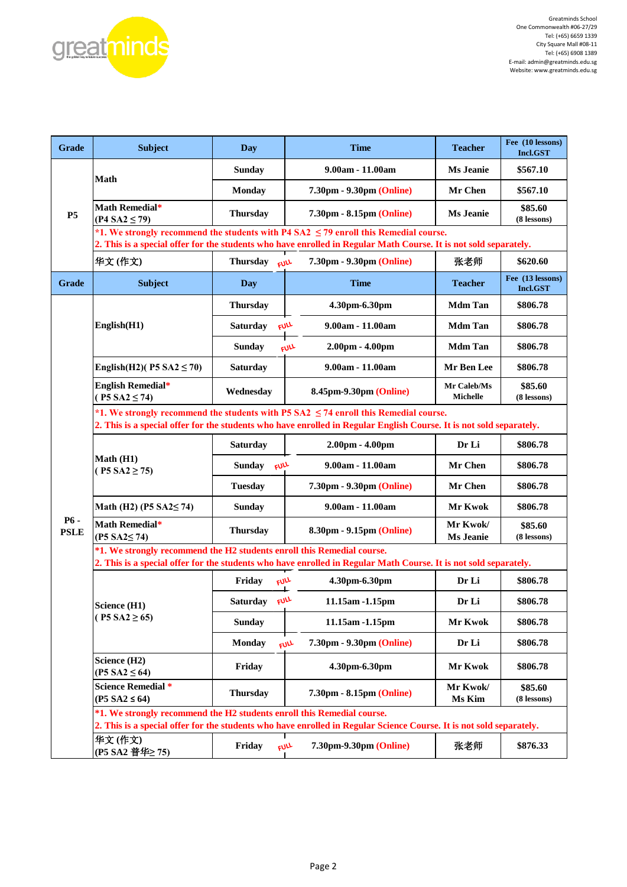Greatminds School
One Commonwealth #06-27/29
Tel: (+65) 6659 1339
City Square Mall #08-11
Tel: (+65) 6908 1389
E-mail: admin@greatminds.edu.sg
Website: www.greatminds.edu.sg

| Grade | Subject | Day | Time | Teacher | Fee (10 lessons) Incl.GST |
|---|---|---|---|---|---|
| P5 | Math | Sunday | 9.00am - 11.00am | Ms Jeanie | $567.10 |
| | | Monday | 7.30pm - 9.30pm (Online) | Mr Chen | $567.10 |
| | Math Remedial* (P4 SA2 ≤ 79) | Thursday | 7.30pm - 8.15pm (Online) | Ms Jeanie | $85.60 (8 lessons) |
| | *1. We strongly recommend the students with P4 SA2 ≤ 79 enroll this Remedial course. 2. This is a special offer for the students who have enrolled in Regular Math Course. It is not sold separately. | | | | |
| | 华文 (作文) | Thursday FULL | 7.30pm - 9.30pm (Online) | 张老师 | $620.60 |
| **Grade** | **Subject** | **Day** | **Time** | **Teacher** | **Fee (13 lessons) Incl.GST** |
| P6 - PSLE | English(H1) | Thursday | 4.30pm-6.30pm | Mdm Tan | $806.78 |
| | | Saturday FULL | 9.00am - 11.00am | Mdm Tan | $806.78 |
| | | Sunday FULL | 2.00pm - 4.00pm | Mdm Tan | $806.78 |
| | English(H2)( P5 SA2 ≤ 70) | Saturday | 9.00am - 11.00am | Mr Ben Lee | $806.78 |
| | English Remedial* ( P5 SA2 ≤ 74) | Wednesday | 8.45pm-9.30pm (Online) | Mr Caleb/Ms Michelle | $85.60 (8 lessons) |
| | *1. We strongly recommend the students with P5 SA2 ≤ 74 enroll this Remedial course. 2. This is a special offer for the students who have enrolled in Regular English Course. It is not sold separately. | | | | |
| | Math (H1) ( P5 SA2 ≥ 75) | Saturday | 2.00pm - 4.00pm | Dr Li | $806.78 |
| | | Sunday FULL | 9.00am - 11.00am | Mr Chen | $806.78 |
| | | Tuesday | 7.30pm - 9.30pm (Online) | Mr Chen | $806.78 |
| | Math (H2) (P5 SA2≤ 74) | Sunday | 9.00am - 11.00am | Mr Kwok | $806.78 |
| | Math Remedial* (P5 SA2≤ 74) | Thursday | 8.30pm - 9.15pm (Online) | Mr Kwok/ Ms Jeanie | $85.60 (8 lessons) |
| | *1. We strongly recommend the H2 students enroll this Remedial course. 2. This is a special offer for the students who have enrolled in Regular Math Course. It is not sold separately. | | | | |
| | Science (H1) ( P5 SA2 ≥ 65) | Friday FULL | 4.30pm-6.30pm | Dr Li | $806.78 |
| | | Saturday FULL | 11.15am -1.15pm | Dr Li | $806.78 |
| | | Sunday | 11.15am -1.15pm | Mr Kwok | $806.78 |
| | | Monday FULL | 7.30pm - 9.30pm (Online) | Dr Li | $806.78 |
| | Science (H2) (P5 SA2 ≤ 64) | Friday | 4.30pm-6.30pm | Mr Kwok | $806.78 |
| | Science Remedial * (P5 SA2 ≤ 64) | Thursday | 7.30pm - 8.15pm (Online) | Mr Kwok/ Ms Kim | $85.60 (8 lessons) |
| | *1. We strongly recommend the H2 students enroll this Remedial course. 2. This is a special offer for the students who have enrolled in Regular Science Course. It is not sold separately. | | | | |
| | 华文 (作文) (P5 SA2 普华≥ 75) | Friday FULL | 7.30pm-9.30pm (Online) | 张老师 | $876.33 |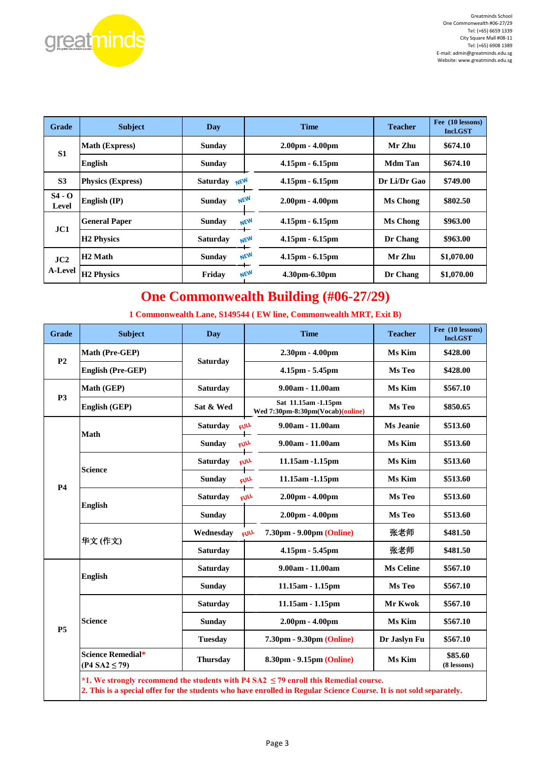Greatminds School
One Commonwealth #06-27/29
Tel: (+65) 6659 1339
City Square Mall #08-11
Tel: (+65) 6908 1389
E-mail: admin@greatminds.edu.sg
Website: www.greatminds.edu.sg

| Grade | Subject | Day | Time | Teacher | Fee (10 lessons) Incl.GST |
|---|---|---|---|---|---|
| S1 | Math (Express) | Sunday | 2.00pm - 4.00pm | Mr Zhu | $674.10 |
| | English | Sunday | 4.15pm - 6.15pm | Mdm Tan | $674.10 |
| S3 | Physics (Express) | Saturday NEW | 4.15pm - 6.15pm | Dr Li/Dr Gao | $749.00 |
| S4 - O Level | English (IP) | Sunday NEW | 2.00pm - 4.00pm | Ms Chong | $802.50 |
| JC1 | General Paper | Sunday NEW | 4.15pm - 6.15pm | Ms Chong | $963.00 |
| | H2 Physics | Saturday NEW | 4.15pm - 6.15pm | Dr Chang | $963.00 |
| JC2 A-Level | H2 Math | Sunday NEW | 4.15pm - 6.15pm | Mr Zhu | $1,070.00 |
| | H2 Physics | Friday NEW | 4.30pm-6.30pm | Dr Chang | $1,070.00 |

## One Commonwealth Building (#06-27/29)

**1 Commonwealth Lane, S149544 ( EW line, Commonwealth MRT, Exit B)**

| Grade | Subject | Day | Time | Teacher | Fee (10 lessons) Incl.GST |
|---|---|---|---|---|---|
| P2 | Math (Pre-GEP) | Saturday | 2.30pm - 4.00pm | Ms Kim | $428.00 |
| | English (Pre-GEP) | | 4.15pm - 5.45pm | Ms Teo | $428.00 |
| P3 | Math (GEP) | Saturday | 9.00am - 11.00am | Ms Kim | $567.10 |
| | English (GEP) | Sat & Wed | Sat 11.15am -1.15pm Wed 7:30pm-8:30pm(Vocab)(online) | Ms Teo | $850.65 |
| P4 | Math | Saturday FULL | 9.00am - 11.00am | Ms Jeanie | $513.60 |
| | | Sunday FULL | 9.00am - 11.00am | Ms Kim | $513.60 |
| | Science | Saturday FULL | 11.15am -1.15pm | Ms Kim | $513.60 |
| | | Sunday FULL | 11.15am -1.15pm | Ms Kim | $513.60 |
| | English | Saturday FULL | 2.00pm - 4.00pm | Ms Teo | $513.60 |
| | | Sunday | 2.00pm - 4.00pm | Ms Teo | $513.60 |
| | 华文 (作文) | Wednesday FULL | 7.30pm - 9.00pm (Online) | 张老师 | $481.50 |
| | | Saturday | 4.15pm - 5.45pm | 张老师 | $481.50 |
| P5 | English | Saturday | 9.00am - 11.00am | Ms Celine | $567.10 |
| | | Sunday | 11.15am - 1.15pm | Ms Teo | $567.10 |
| | Science | Saturday | 11.15am - 1.15pm | Mr Kwok | $567.10 |
| | | Sunday | 2.00pm - 4.00pm | Ms Kim | $567.10 |
| | | Tuesday | 7.30pm - 9.30pm (Online) | Dr Jaslyn Fu | $567.10 |
| | Science Remedial* (P4 SA2 ≤ 79) | Thursday | 8.30pm - 9.15pm (Online) | Ms Kim | $85.60 (8 lessons) |

*1. We strongly recommend the students with P4 SA2 ≤ 79 enroll this Remedial course.
2. This is a special offer for the students who have enrolled in Regular Science Course. It is not sold separately.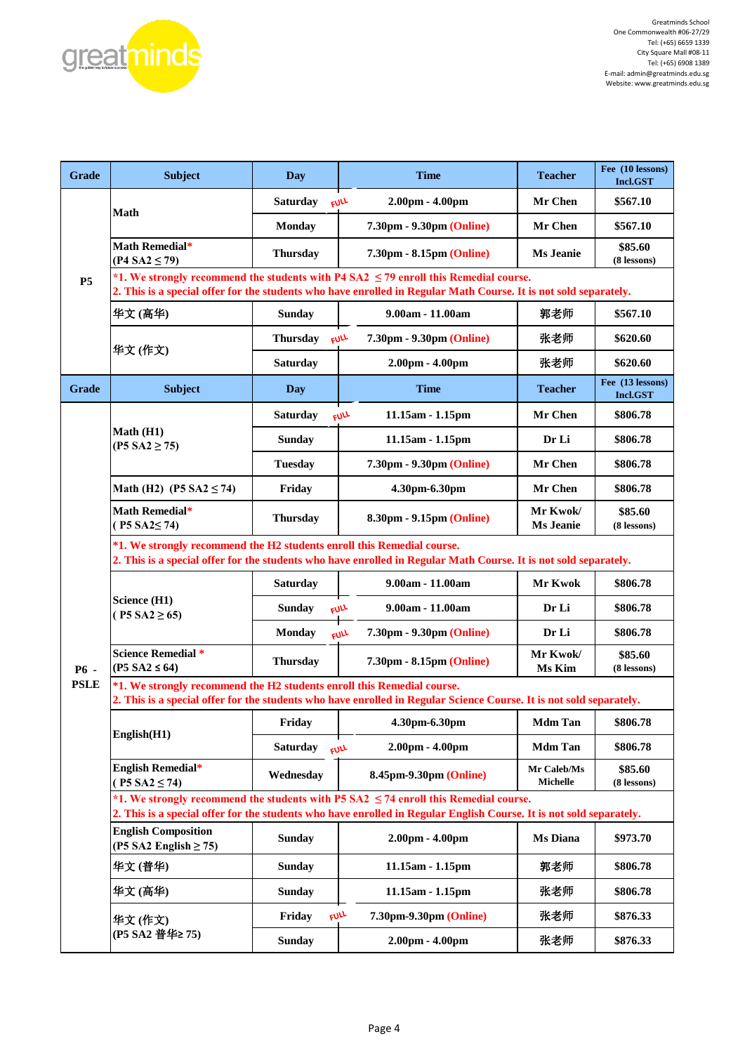Greatminds School
One Commonwealth #06-27/29
Tel: (+65) 6659 1339
City Square Mall #08-11
Tel: (+65) 6908 1389
E-mail: admin@greatminds.edu.sg
Website: www.greatminds.edu.sg

| Grade | Subject | Day | Time | Teacher | Fee (10 lessons) Incl.GST |
|---|---|---|---|---|---|
| P5 | Math | Saturday FULL | 2.00pm - 4.00pm | Mr Chen | $567.10 |
| | | Monday | 7.30pm - 9.30pm (Online) | Mr Chen | $567.10 |
| | Math Remedial* (P4 SA2 ≤ 79) | Thursday | 7.30pm - 8.15pm (Online) | Ms Jeanie | $85.60 (8 lessons) |
| | *1. We strongly recommend the students with P4 SA2 ≤ 79 enroll this Remedial course. 2. This is a special offer for the students who have enrolled in Regular Math Course. It is not sold separately. | | | | |
| | 华文 (高华) | Sunday | 9.00am - 11.00am | 郭老师 | $567.10 |
| | 华文 (作文) | Thursday FULL | 7.30pm - 9.30pm (Online) | 张老师 | $620.60 |
| | | Saturday | 2.00pm - 4.00pm | 张老师 | $620.60 |
| **Grade** | **Subject** | **Day** | **Time** | **Teacher** | **Fee (13 lessons) Incl.GST** |
| P6 - PSLE | Math (H1) (P5 SA2 ≥ 75) | Saturday FULL | 11.15am - 1.15pm | Mr Chen | $806.78 |
| | | Sunday | 11.15am - 1.15pm | Dr Li | $806.78 |
| | | Tuesday | 7.30pm - 9.30pm (Online) | Mr Chen | $806.78 |
| | Math (H2) (P5 SA2 ≤ 74) | Friday | 4.30pm-6.30pm | Mr Chen | $806.78 |
| | Math Remedial* ( P5 SA2≤ 74) | Thursday | 8.30pm - 9.15pm (Online) | Mr Kwok/ Ms Jeanie | $85.60 (8 lessons) |
| | *1. We strongly recommend the H2 students enroll this Remedial course. 2. This is a special offer for the students who have enrolled in Regular Math Course. It is not sold separately. | | | | |
| | Science (H1) ( P5 SA2 ≥ 65) | Saturday | 9.00am - 11.00am | Mr Kwok | $806.78 |
| | | Sunday FULL | 9.00am - 11.00am | Dr Li | $806.78 |
| | | Monday FULL | 7.30pm - 9.30pm (Online) | Dr Li | $806.78 |
| | Science Remedial * (P5 SA2 ≤ 64) | Thursday | 7.30pm - 8.15pm (Online) | Mr Kwok/ Ms Kim | $85.60 (8 lessons) |
| | *1. We strongly recommend the H2 students enroll this Remedial course. 2. This is a special offer for the students who have enrolled in Regular Science Course. It is not sold separately. | | | | |
| | English(H1) | Friday | 4.30pm-6.30pm | Mdm Tan | $806.78 |
| | | Saturday FULL | 2.00pm - 4.00pm | Mdm Tan | $806.78 |
| | English Remedial* ( P5 SA2 ≤ 74) | Wednesday | 8.45pm-9.30pm (Online) | Mr Caleb/Ms Michelle | $85.60 (8 lessons) |
| | *1. We strongly recommend the students with P5 SA2 ≤ 74 enroll this Remedial course. 2. This is a special offer for the students who have enrolled in Regular English Course. It is not sold separately. | | | | |
| | English Composition (P5 SA2 English ≥ 75) | Sunday | 2.00pm - 4.00pm | Ms Diana | $973.70 |
| | 华文 (普华) | Sunday | 11.15am - 1.15pm | 郭老师 | $806.78 |
| | 华文 (高华) | Sunday | 11.15am - 1.15pm | 张老师 | $806.78 |
| | 华文 (作文) (P5 SA2 普华≥ 75) | Friday FULL | 7.30pm-9.30pm (Online) | 张老师 | $876.33 |
| | | Sunday | 2.00pm - 4.00pm | 张老师 | $876.33 |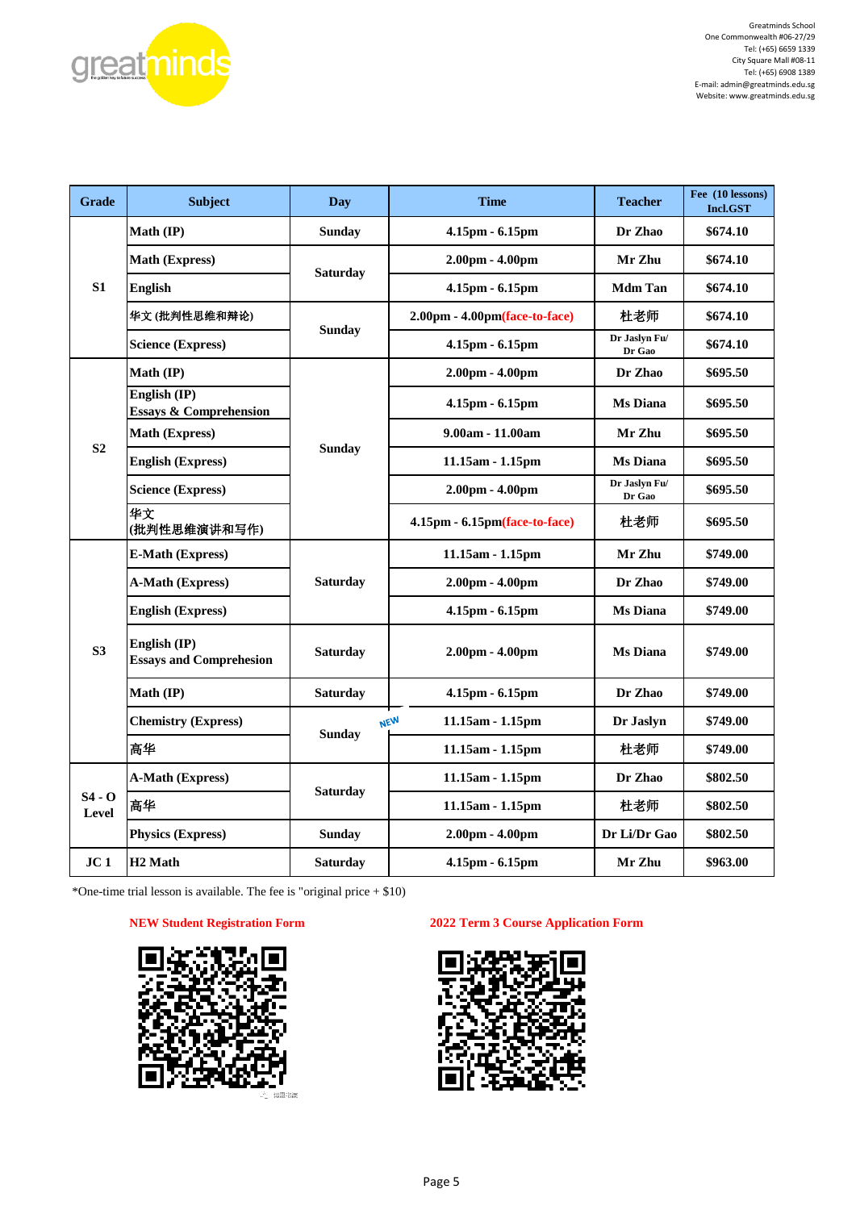Greatminds School
One Commonwealth #06-27/29
Tel: (+65) 6659 1339
City Square Mall #08-11
Tel: (+65) 6908 1389
E-mail: admin@greatminds.edu.sg
Website: www.greatminds.edu.sg

| Grade | Subject | Day | Time | Teacher | Fee (10 lessons) Incl.GST |
|---|---|---|---|---|---|
| S1 | Math (IP) | Sunday | 4.15pm - 6.15pm | Dr Zhao | $674.10 |
| | Math (Express) | Saturday | 2.00pm - 4.00pm | Mr Zhu | $674.10 |
| | English | | 4.15pm - 6.15pm | Mdm Tan | $674.10 |
| | 华文 (批判性思维和辩论) | Sunday | 2.00pm - 4.00pm(face-to-face) | 杜老师 | $674.10 |
| | Science (Express) | | 4.15pm - 6.15pm | Dr Jaslyn Fu/ Dr Gao | $674.10 |
| S2 | Math (IP) | Sunday | 2.00pm - 4.00pm | Dr Zhao | $695.50 |
| | English (IP) Essays & Comprehension | | 4.15pm - 6.15pm | Ms Diana | $695.50 |
| | Math (Express) | | 9.00am - 11.00am | Mr Zhu | $695.50 |
| | English (Express) | | 11.15am - 1.15pm | Ms Diana | $695.50 |
| | Science (Express) | | 2.00pm - 4.00pm | Dr Jaslyn Fu/ Dr Gao | $695.50 |
| | 华文 (批判性思维演讲和写作) | | 4.15pm - 6.15pm(face-to-face) | 杜老师 | $695.50 |
| S3 | E-Math (Express) | Saturday | 11.15am - 1.15pm | Mr Zhu | $749.00 |
| | A-Math (Express) | | 2.00pm - 4.00pm | Dr Zhao | $749.00 |
| | English (Express) | | 4.15pm - 6.15pm | Ms Diana | $749.00 |
| | English (IP) Essays and Comprehension | Saturday | 2.00pm - 4.00pm | Ms Diana | $749.00 |
| | Math (IP) | Saturday | 4.15pm - 6.15pm | Dr Zhao | $749.00 |
| | Chemistry (Express) | Sunday | NEW 11.15am - 1.15pm | Dr Jaslyn | $749.00 |
| | 高华 | | 11.15am - 1.15pm | 杜老师 | $749.00 |
| S4 - O Level | A-Math (Express) | Saturday | 11.15am - 1.15pm | Dr Zhao | $802.50 |
| | 高华 | | 11.15am - 1.15pm | 杜老师 | $802.50 |
| | Physics (Express) | Sunday | 2.00pm - 4.00pm | Dr Li/Dr Gao | $802.50 |
| JC 1 | H2 Math | Saturday | 4.15pm - 6.15pm | Mr Zhu | $963.00 |

*One-time trial lesson is available. The fee is "original price + $10)

**NEW Student Registration Form**

**2022 Term 3 Course Application Form**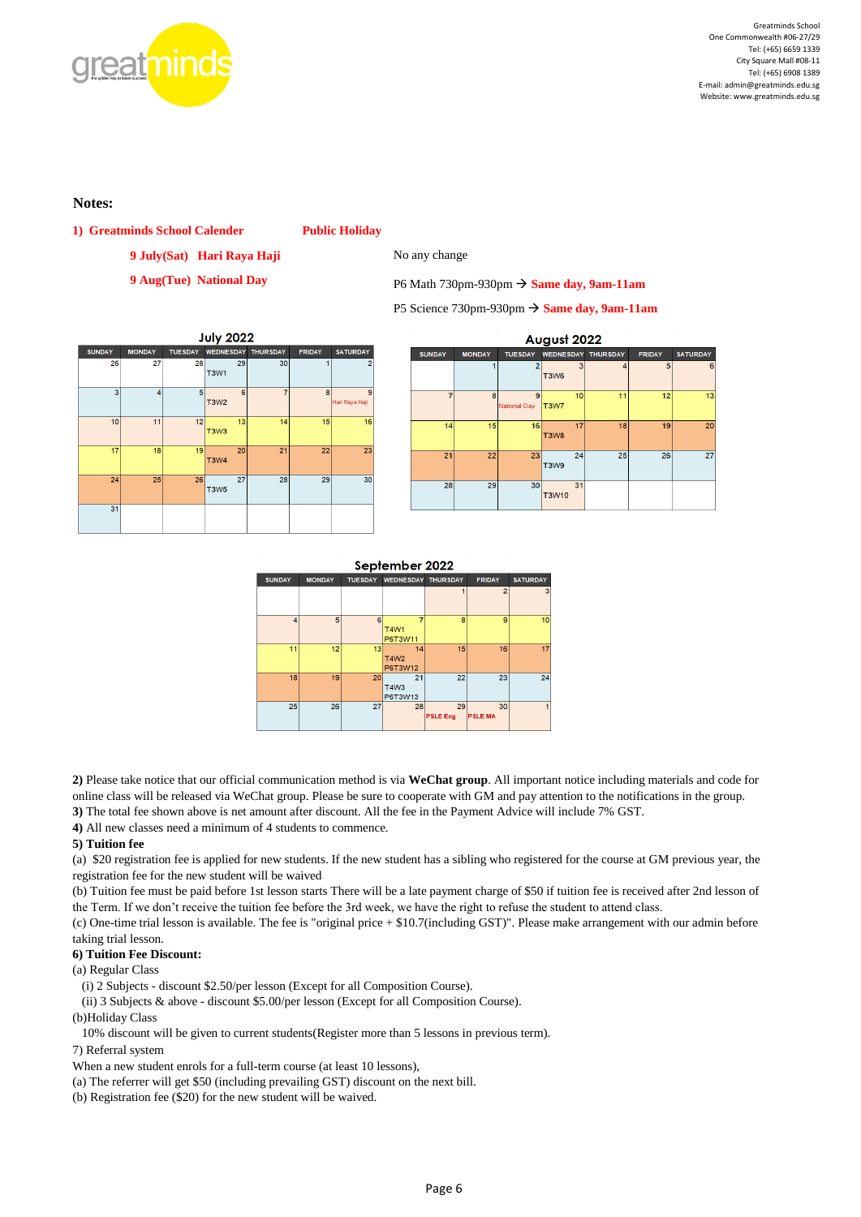Greatminds School
One Commonwealth #06-27/29
Tel: (+65) 6659 1339
City Square Mall #08-11
Tel: (+65) 6908 1389
E-mail: admin@greatminds.edu.sg
Website: www.greatminds.edu.sg

**Notes:**

**1) Greatminds School Calender** **Public Holiday**

**9 July(Sat) Hari Raya Haji** — No any change

**9 Aug(Tue) National Day** — P6 Math 730pm-930pm → **Same day, 9am-11am**

P5 Science 730pm-930pm → **Same day, 9am-11am**

**July 2022**

| SUNDAY | MONDAY | TUESDAY | WEDNESDAY | THURSDAY | FRIDAY | SATURDAY |
|---|---|---|---|---|---|---|
| 26 | 27 | 28 | 29 T3W1 | 30 | 1 | 2 |
| 3 | 4 | 5 | 6 T3W2 | 7 | 8 | 9 Hari Raya Haji |
| 10 | 11 | 12 | 13 T3W3 | 14 | 15 | 16 |
| 17 | 18 | 19 | 20 T3W4 | 21 | 22 | 23 |
| 24 | 25 | 26 | 27 T3W5 | 28 | 29 | 30 |
| 31 | | | | | | |

**August 2022**

| SUNDAY | MONDAY | TUESDAY | WEDNESDAY | THURSDAY | FRIDAY | SATURDAY |
|---|---|---|---|---|---|---|
| | 1 | 2 | 3 T3W6 | 4 | 5 | 6 |
| 7 | 8 | 9 National Day | 10 T3W7 | 11 | 12 | 13 |
| 14 | 15 | 16 | 17 T3W8 | 18 | 19 | 20 |
| 21 | 22 | 23 | 24 T3W9 | 25 | 26 | 27 |
| 28 | 29 | 30 | 31 T3W10 | | | |

**September 2022**

| SUNDAY | MONDAY | TUESDAY | WEDNESDAY | THURSDAY | FRIDAY | SATURDAY |
|---|---|---|---|---|---|---|
| | | | | 1 | 2 | 3 |
| 4 | 5 | 6 | 7 T4W1 P6T3W11 | 8 | 9 | 10 |
| 11 | 12 | 13 | 14 T4W2 P6T3W12 | 15 | 16 | 17 |
| 18 | 19 | 20 | 21 T4W3 P6T3W13 | 22 | 23 | 24 |
| 25 | 26 | 27 | 28 | 29 PSLE Eng | 30 PSLE MA | 1 |

**2)** Please take notice that our official communication method is via **WeChat group**. All important notice including materials and code for online class will be released via WeChat group. Please be sure to cooperate with GM and pay attention to the notifications in the group.

**3)** The total fee shown above is net amount after discount. All the fee in the Payment Advice will include 7% GST.

**4)** All new classes need a minimum of 4 students to commence.

**5) Tuition fee**

(a) $20 registration fee is applied for new students. If the new student has a sibling who registered for the course at GM previous year, the registration fee for the new student will be waived

(b) Tuition fee must be paid before 1st lesson starts There will be a late payment charge of $50 if tuition fee is received after 2nd lesson of the Term. If we don't receive the tuition fee before the 3rd week, we have the right to refuse the student to attend class.

(c) One-time trial lesson is available. The fee is "original price + $10.7(including GST)". Please make arrangement with our admin before taking trial lesson.

**6) Tuition Fee Discount:**

(a) Regular Class

(i) 2 Subjects - discount $2.50/per lesson (Except for all Composition Course).

(ii) 3 Subjects & above - discount $5.00/per lesson (Except for all Composition Course).

(b)Holiday Class

10% discount will be given to current students(Register more than 5 lessons in previous term).

7) Referral system

When a new student enrols for a full-term course (at least 10 lessons),

(a) The referrer will get $50 (including prevailing GST) discount on the next bill.

(b) Registration fee ($20) for the new student will be waived.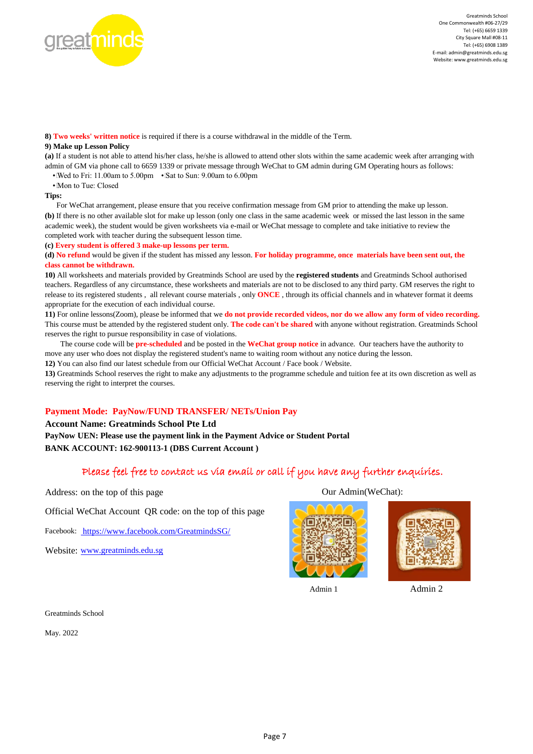Greatminds School
One Commonwealth #06-27/29
Tel: (+65) 6659 1339
City Square Mall #08-11
Tel: (+65) 6908 1389
E-mail: admin@greatminds.edu.sg
Website: www.greatminds.edu.sg

**8)** **Two weeks' written notice** is required if there is a course withdrawal in the middle of the Term.

**9) Make up Lesson Policy**

**(a)** If a student is not able to attend his/her class, he/she is allowed to attend other slots within the same academic week after arranging with admin of GM via phone call to 6659 1339 or private message through WeChat to GM admin during GM Operating hours as follows:

- Wed to Fri: 11.00am to 5.00pm
- Sat to Sun: 9.00am to 6.00pm
- Mon to Tue: Closed

**Tips:**

For WeChat arrangement, please ensure that you receive confirmation message from GM prior to attending the make up lesson.

**(b)** If there is no other available slot for make up lesson (only one class in the same academic week or missed the last lesson in the same academic week), the student would be given worksheets via e-mail or WeChat message to complete and take initiative to review the completed work with teacher during the subsequent lesson time.

**(c) Every student is offered 3 make-up lessons per term.**

**(d)** **No refund** would be given if the student has missed any lesson. **For holiday programme, once materials have been sent out, the class cannot be withdrawn.**

**10)** All worksheets and materials provided by Greatminds School are used by the **registered students** and Greatminds School authorised teachers. Regardless of any circumstance, these worksheets and materials are not to be disclosed to any third party. GM reserves the right to release to its registered students , all relevant course materials , only **ONCE** , through its official channels and in whatever format it deems appropriate for the execution of each individual course.

**11)** For online lessons(Zoom), please be informed that we **do not provide recorded videos, nor do we allow any form of video recording.** This course must be attended by the registered student only. **The code can't be shared** with anyone without registration. Greatminds School reserves the right to pursue responsibility in case of violations.

The course code will be **pre-scheduled** and be posted in the **WeChat group notice** in advance. Our teachers have the authority to move any user who does not display the registered student's name to waiting room without any notice during the lesson.

**12)** You can also find our latest schedule from our Official WeChat Account / Face book / Website.

**13)** Greatminds School reserves the right to make any adjustments to the programme schedule and tuition fee at its own discretion as well as reserving the right to interpret the courses.

**Payment Mode: PayNow/FUND TRANSFER/ NETs/Union Pay**

**Account Name: Greatminds School Pte Ltd**

**PayNow UEN: Please use the payment link in the Payment Advice or Student Portal**

**BANK ACCOUNT: 162-900113-1 (DBS Current Account )**

*Please feel free to contact us via email or call if you have any further enquiries.*

Address: on the top of this page

Official WeChat Account QR code: on the top of this page

Facebook: https://www.facebook.com/GreatmindsSG/

Website: www.greatminds.edu.sg

Our Admin(WeChat):

Admin 1

Admin 2

Greatminds School

May. 2022